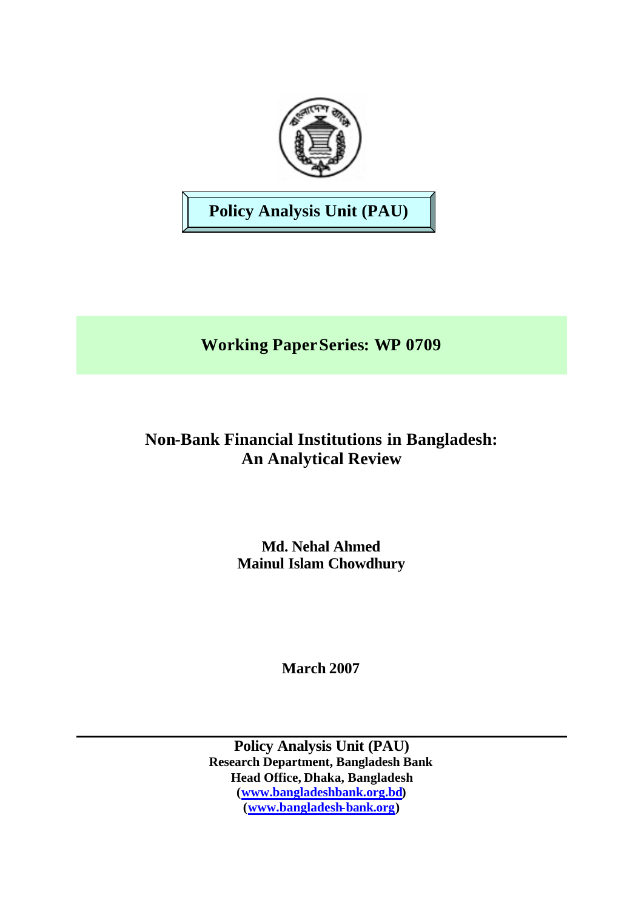**Policy Analysis Unit (PAU)**

**Working Paper Series: WP 0709**

# Non-Bank Financial Institutions in Bangladesh: An Analytical Review

**Md. Nehal Ahmed**
**Mainul Islam Chowdhury**

**March 2007**

---

**Policy Analysis Unit (PAU)**
**Research Department, Bangladesh Bank**
**Head Office, Dhaka, Bangladesh**
**(www.bangladeshbank.org.bd)**
**(www.bangladesh-bank.org)**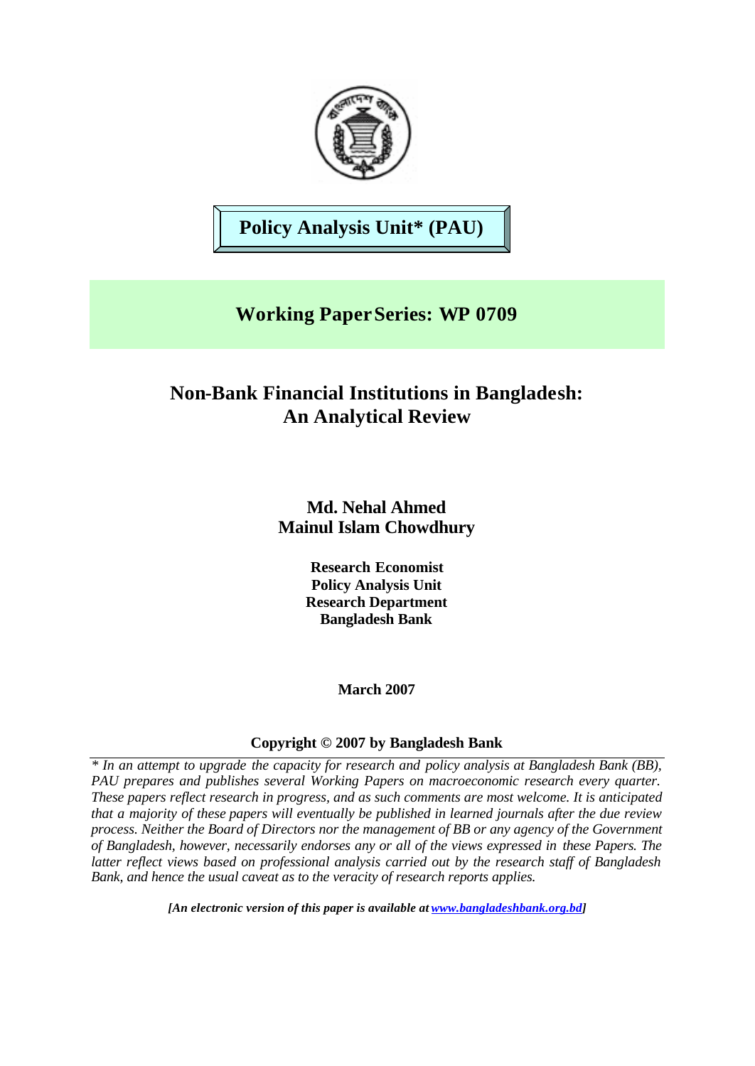**Policy Analysis Unit\* (PAU)**

## Working Paper Series: WP 0709

# Non-Bank Financial Institutions in Bangladesh: An Analytical Review

**Md. Nehal Ahmed**
**Mainul Islam Chowdhury**

**Research Economist**
**Policy Analysis Unit**
**Research Department**
**Bangladesh Bank**

**March 2007**

**Copyright © 2007 by Bangladesh Bank**

*\* In an attempt to upgrade the capacity for research and policy analysis at Bangladesh Bank (BB), PAU prepares and publishes several Working Papers on macroeconomic research every quarter. These papers reflect research in progress, and as such comments are most welcome. It is anticipated that a majority of these papers will eventually be published in learned journals after the due review process. Neither the Board of Directors nor the management of BB or any agency of the Government of Bangladesh, however, necessarily endorses any or all of the views expressed in these Papers. The latter reflect views based on professional analysis carried out by the research staff of Bangladesh Bank, and hence the usual caveat as to the veracity of research reports applies.*

***[An electronic version of this paper is available at www.bangladeshbank.org.bd]***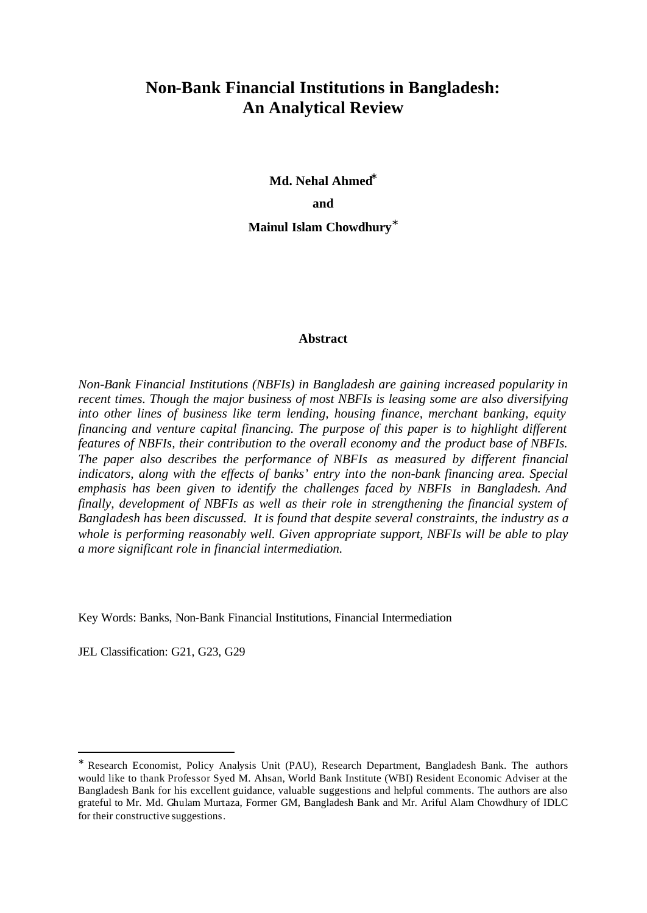# Non-Bank Financial Institutions in Bangladesh: An Analytical Review

**Md. Nehal Ahmed***

**and**

**Mainul Islam Chowdhury***

### Abstract

*Non-Bank Financial Institutions (NBFIs) in Bangladesh are gaining increased popularity in recent times. Though the major business of most NBFIs is leasing some are also diversifying into other lines of business like term lending, housing finance, merchant banking, equity financing and venture capital financing. The purpose of this paper is to highlight different features of NBFIs, their contribution to the overall economy and the product base of NBFIs. The paper also describes the performance of NBFIs as measured by different financial indicators, along with the effects of banks' entry into the non-bank financing area. Special emphasis has been given to identify the challenges faced by NBFIs in Bangladesh. And finally, development of NBFIs as well as their role in strengthening the financial system of Bangladesh has been discussed. It is found that despite several constraints, the industry as a whole is performing reasonably well. Given appropriate support, NBFIs will be able to play a more significant role in financial intermediation.*

Key Words: Banks, Non-Bank Financial Institutions, Financial Intermediation

JEL Classification: G21, G23, G29

---

* Research Economist, Policy Analysis Unit (PAU), Research Department, Bangladesh Bank. The authors would like to thank Professor Syed M. Ahsan, World Bank Institute (WBI) Resident Economic Adviser at the Bangladesh Bank for his excellent guidance, valuable suggestions and helpful comments. The authors are also grateful to Mr. Md. Ghulam Murtaza, Former GM, Bangladesh Bank and Mr. Ariful Alam Chowdhury of IDLC for their constructive suggestions.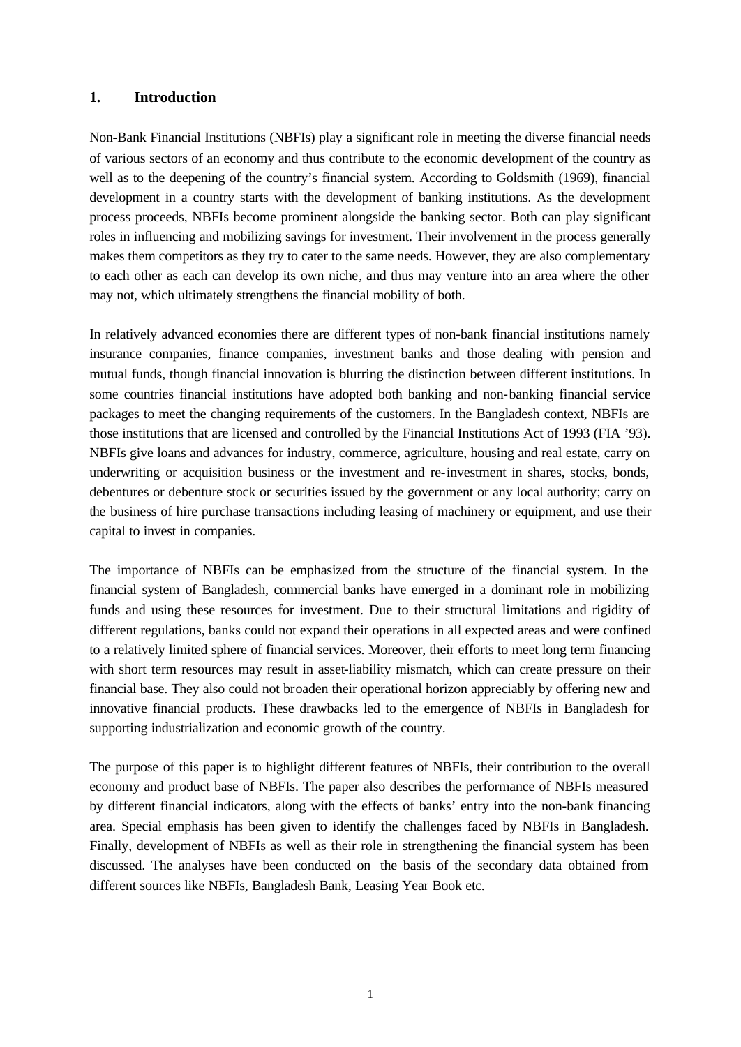## 1. Introduction

Non-Bank Financial Institutions (NBFIs) play a significant role in meeting the diverse financial needs of various sectors of an economy and thus contribute to the economic development of the country as well as to the deepening of the country's financial system. According to Goldsmith (1969), financial development in a country starts with the development of banking institutions. As the development process proceeds, NBFIs become prominent alongside the banking sector. Both can play significant roles in influencing and mobilizing savings for investment. Their involvement in the process generally makes them competitors as they try to cater to the same needs. However, they are also complementary to each other as each can develop its own niche, and thus may venture into an area where the other may not, which ultimately strengthens the financial mobility of both.

In relatively advanced economies there are different types of non-bank financial institutions namely insurance companies, finance companies, investment banks and those dealing with pension and mutual funds, though financial innovation is blurring the distinction between different institutions. In some countries financial institutions have adopted both banking and non-banking financial service packages to meet the changing requirements of the customers. In the Bangladesh context, NBFIs are those institutions that are licensed and controlled by the Financial Institutions Act of 1993 (FIA '93). NBFIs give loans and advances for industry, commerce, agriculture, housing and real estate, carry on underwriting or acquisition business or the investment and re-investment in shares, stocks, bonds, debentures or debenture stock or securities issued by the government or any local authority; carry on the business of hire purchase transactions including leasing of machinery or equipment, and use their capital to invest in companies.

The importance of NBFIs can be emphasized from the structure of the financial system. In the financial system of Bangladesh, commercial banks have emerged in a dominant role in mobilizing funds and using these resources for investment. Due to their structural limitations and rigidity of different regulations, banks could not expand their operations in all expected areas and were confined to a relatively limited sphere of financial services. Moreover, their efforts to meet long term financing with short term resources may result in asset-liability mismatch, which can create pressure on their financial base. They also could not broaden their operational horizon appreciably by offering new and innovative financial products. These drawbacks led to the emergence of NBFIs in Bangladesh for supporting industrialization and economic growth of the country.

The purpose of this paper is to highlight different features of NBFIs, their contribution to the overall economy and product base of NBFIs. The paper also describes the performance of NBFIs measured by different financial indicators, along with the effects of banks' entry into the non-bank financing area. Special emphasis has been given to identify the challenges faced by NBFIs in Bangladesh. Finally, development of NBFIs as well as their role in strengthening the financial system has been discussed. The analyses have been conducted on the basis of the secondary data obtained from different sources like NBFIs, Bangladesh Bank, Leasing Year Book etc.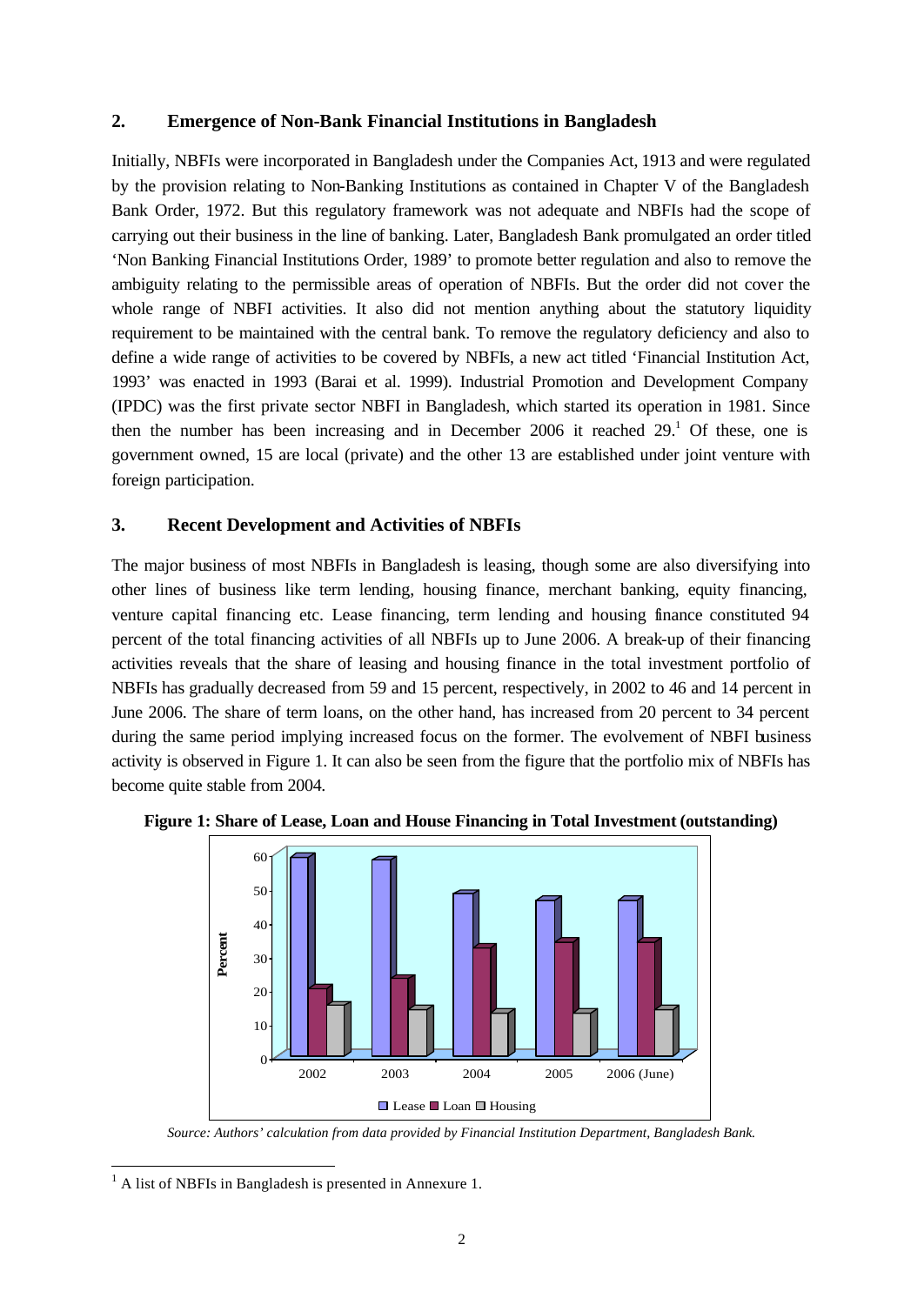## 2. Emergence of Non-Bank Financial Institutions in Bangladesh

Initially, NBFIs were incorporated in Bangladesh under the Companies Act, 1913 and were regulated by the provision relating to Non-Banking Institutions as contained in Chapter V of the Bangladesh Bank Order, 1972. But this regulatory framework was not adequate and NBFIs had the scope of carrying out their business in the line of banking. Later, Bangladesh Bank promulgated an order titled 'Non Banking Financial Institutions Order, 1989' to promote better regulation and also to remove the ambiguity relating to the permissible areas of operation of NBFIs. But the order did not cover the whole range of NBFI activities. It also did not mention anything about the statutory liquidity requirement to be maintained with the central bank. To remove the regulatory deficiency and also to define a wide range of activities to be covered by NBFIs, a new act titled 'Financial Institution Act, 1993' was enacted in 1993 (Barai et al. 1999). Industrial Promotion and Development Company (IPDC) was the first private sector NBFI in Bangladesh, which started its operation in 1981. Since then the number has been increasing and in December 2006 it reached 29.[1] Of these, one is government owned, 15 are local (private) and the other 13 are established under joint venture with foreign participation.

## 3. Recent Development and Activities of NBFIs

The major business of most NBFIs in Bangladesh is leasing, though some are also diversifying into other lines of business like term lending, housing finance, merchant banking, equity financing, venture capital financing etc. Lease financing, term lending and housing finance constituted 94 percent of the total financing activities of all NBFIs up to June 2006. A break-up of their financing activities reveals that the share of leasing and housing finance in the total investment portfolio of NBFIs has gradually decreased from 59 and 15 percent, respectively, in 2002 to 46 and 14 percent in June 2006. The share of term loans, on the other hand, has increased from 20 percent to 34 percent during the same period implying increased focus on the former. The evolvement of NBFI business activity is observed in Figure 1. It can also be seen from the figure that the portfolio mix of NBFIs has become quite stable from 2004.

**Figure 1: Share of Lease, Loan and House Financing in Total Investment (outstanding)**

*Source: Authors' calculation from data provided by Financial Institution Department, Bangladesh Bank.*

[1] A list of NBFIs in Bangladesh is presented in Annexure 1.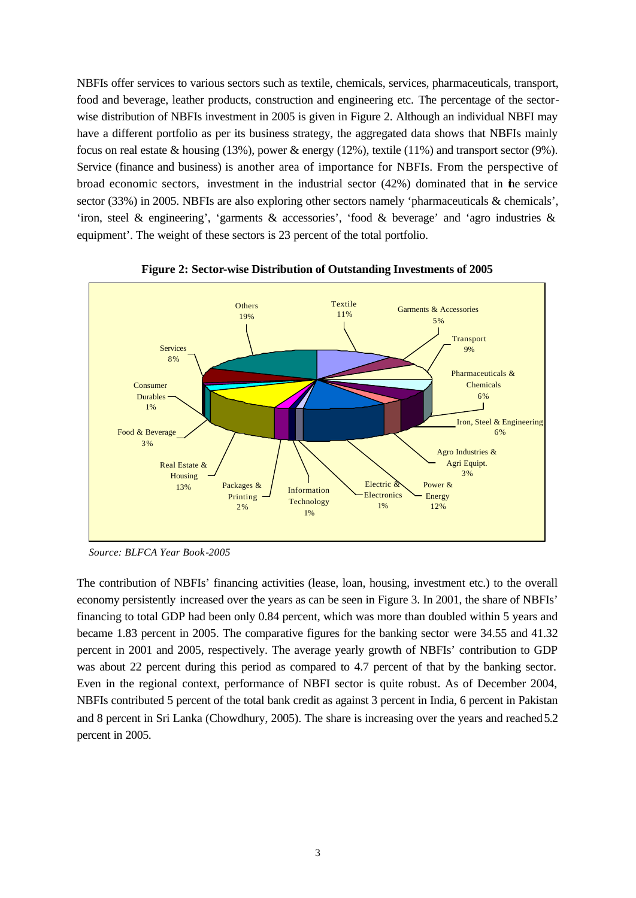NBFIs offer services to various sectors such as textile, chemicals, services, pharmaceuticals, transport, food and beverage, leather products, construction and engineering etc. The percentage of the sector-wise distribution of NBFIs investment in 2005 is given in Figure 2. Although an individual NBFI may have a different portfolio as per its business strategy, the aggregated data shows that NBFIs mainly focus on real estate & housing (13%), power & energy (12%), textile (11%) and transport sector (9%). Service (finance and business) is another area of importance for NBFIs. From the perspective of broad economic sectors, investment in the industrial sector (42%) dominated that in the service sector (33%) in 2005. NBFIs are also exploring other sectors namely 'pharmaceuticals & chemicals', 'iron, steel & engineering', 'garments & accessories', 'food & beverage' and 'agro industries & equipment'. The weight of these sectors is 23 percent of the total portfolio.

**Figure 2: Sector-wise Distribution of Outstanding Investments of 2005**

Others 19%; Textile 11%; Garments & Accessories 5%; Transport 9%; Pharmaceuticals & Chemicals 6%; Iron, Steel & Engineering 6%; Agro Industries & Agri Equipt. 3%; Power & Energy 12%; Electric & Electronics 1%; Information Technology 1%; Packages & Printing 2%; Real Estate & Housing 13%; Food & Beverage 3%; Consumer Durables 1%; Services 8%

*Source: BLFCA Year Book-2005*

The contribution of NBFIs' financing activities (lease, loan, housing, investment etc.) to the overall economy persistently increased over the years as can be seen in Figure 3. In 2001, the share of NBFIs' financing to total GDP had been only 0.84 percent, which was more than doubled within 5 years and became 1.83 percent in 2005. The comparative figures for the banking sector were 34.55 and 41.32 percent in 2001 and 2005, respectively. The average yearly growth of NBFIs' contribution to GDP was about 22 percent during this period as compared to 4.7 percent of that by the banking sector. Even in the regional context, performance of NBFI sector is quite robust. As of December 2004, NBFIs contributed 5 percent of the total bank credit as against 3 percent in India, 6 percent in Pakistan and 8 percent in Sri Lanka (Chowdhury, 2005). The share is increasing over the years and reached 5.2 percent in 2005.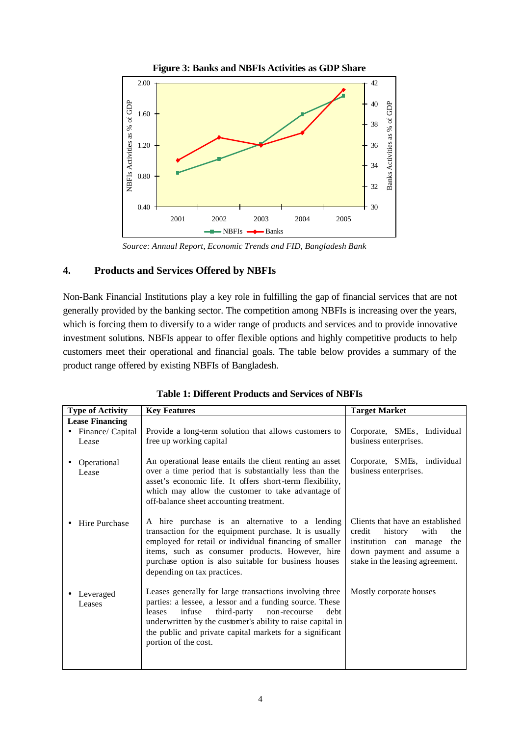**Figure 3: Banks and NBFIs Activities as GDP Share**

*Source: Annual Report, Economic Trends and FID, Bangladesh Bank*

## 4. Products and Services Offered by NBFIs

Non-Bank Financial Institutions play a key role in fulfilling the gap of financial services that are not generally provided by the banking sector. The competition among NBFIs is increasing over the years, which is forcing them to diversify to a wider range of products and services and to provide innovative investment solutions. NBFIs appear to offer flexible options and highly competitive products to help customers meet their operational and financial goals. The table below provides a summary of the product range offered by existing NBFIs of Bangladesh.

**Table 1: Different Products and Services of NBFIs**

| Type of Activity | Key Features | Target Market |
|---|---|---|
| **Lease Financing** | | |
| • Finance/ Capital Lease | Provide a long-term solution that allows customers to free up working capital | Corporate, SMEs, Individual business enterprises. |
| • Operational Lease | An operational lease entails the client renting an asset over a time period that is substantially less than the asset's economic life. It offers short-term flexibility, which may allow the customer to take advantage of off-balance sheet accounting treatment. | Corporate, SMEs, individual business enterprises. |
| • Hire Purchase | A hire purchase is an alternative to a lending transaction for the equipment purchase. It is usually employed for retail or individual financing of smaller items, such as consumer products. However, hire purchase option is also suitable for business houses depending on tax practices. | Clients that have an established credit history with the institution can manage the down payment and assume a stake in the leasing agreement. |
| • Leveraged Leases | Leases generally for large transactions involving three parties: a lessee, a lessor and a funding source. These leases infuse third-party non-recourse debt underwritten by the customer's ability to raise capital in the public and private capital markets for a significant portion of the cost. | Mostly corporate houses |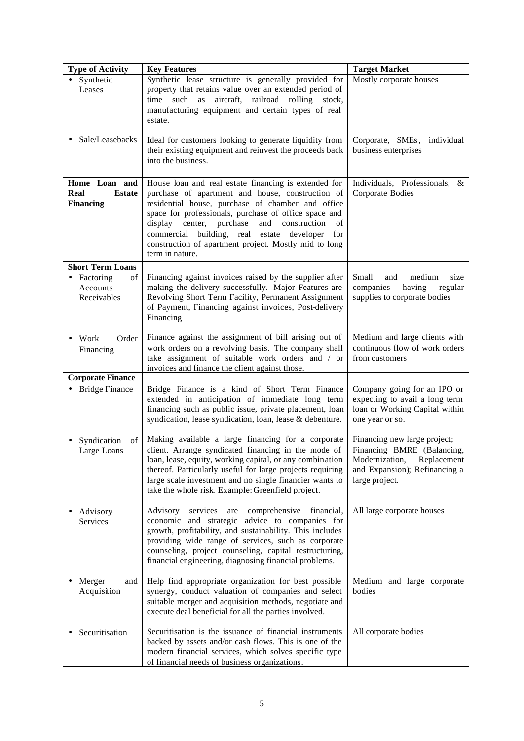| Type of Activity | Key Features | Target Market |
|---|---|---|
| • Synthetic Leases | Synthetic lease structure is generally provided for property that retains value over an extended period of time such as aircraft, railroad rolling stock, manufacturing equipment and certain types of real estate. | Mostly corporate houses |
| • Sale/Leasebacks | Ideal for customers looking to generate liquidity from their existing equipment and reinvest the proceeds back into the business. | Corporate, SMEs, individual business enterprises |
| **Home Loan and Real Estate Financing** | House loan and real estate financing is extended for purchase of apartment and house, construction of residential house, purchase of chamber and office space for professionals, purchase of office space and display center, purchase and construction of commercial building, real estate developer for construction of apartment project. Mostly mid to long term in nature. | Individuals, Professionals, & Corporate Bodies |
| **Short Term Loans** | | |
| • Factoring of Accounts Receivables | Financing against invoices raised by the supplier after making the delivery successfully. Major Features are Revolving Short Term Facility, Permanent Assignment of Payment, Financing against invoices, Post-delivery Financing | Small and medium size companies having regular supplies to corporate bodies |
| • Work Order Financing | Finance against the assignment of bill arising out of work orders on a revolving basis. The company shall take assignment of suitable work orders and / or invoices and finance the client against those. | Medium and large clients with continuous flow of work orders from customers |
| **Corporate Finance** | | |
| • Bridge Finance | Bridge Finance is a kind of Short Term Finance extended in anticipation of immediate long term financing such as public issue, private placement, loan syndication, lease syndication, loan, lease & debenture. | Company going for an IPO or expecting to avail a long term loan or Working Capital within one year or so. |
| • Syndication of Large Loans | Making available a large financing for a corporate client. Arrange syndicated financing in the mode of loan, lease, equity, working capital, or any combination thereof. Particularly useful for large projects requiring large scale investment and no single financier wants to take the whole risk. Example: Greenfield project. | Financing new large project; Financing BMRE (Balancing, Modernization, Replacement and Expansion); Refinancing a large project. |
| • Advisory Services | Advisory services are comprehensive financial, economic and strategic advice to companies for growth, profitability, and sustainability. This includes providing wide range of services, such as corporate counseling, project counseling, capital restructuring, financial engineering, diagnosing financial problems. | All large corporate houses |
| • Merger and Acquisition | Help find appropriate organization for best possible synergy, conduct valuation of companies and select suitable merger and acquisition methods, negotiate and execute deal beneficial for all the parties involved. | Medium and large corporate bodies |
| • Securitisation | Securitisation is the issuance of financial instruments backed by assets and/or cash flows. This is one of the modern financial services, which solves specific type of financial needs of business organizations. | All corporate bodies |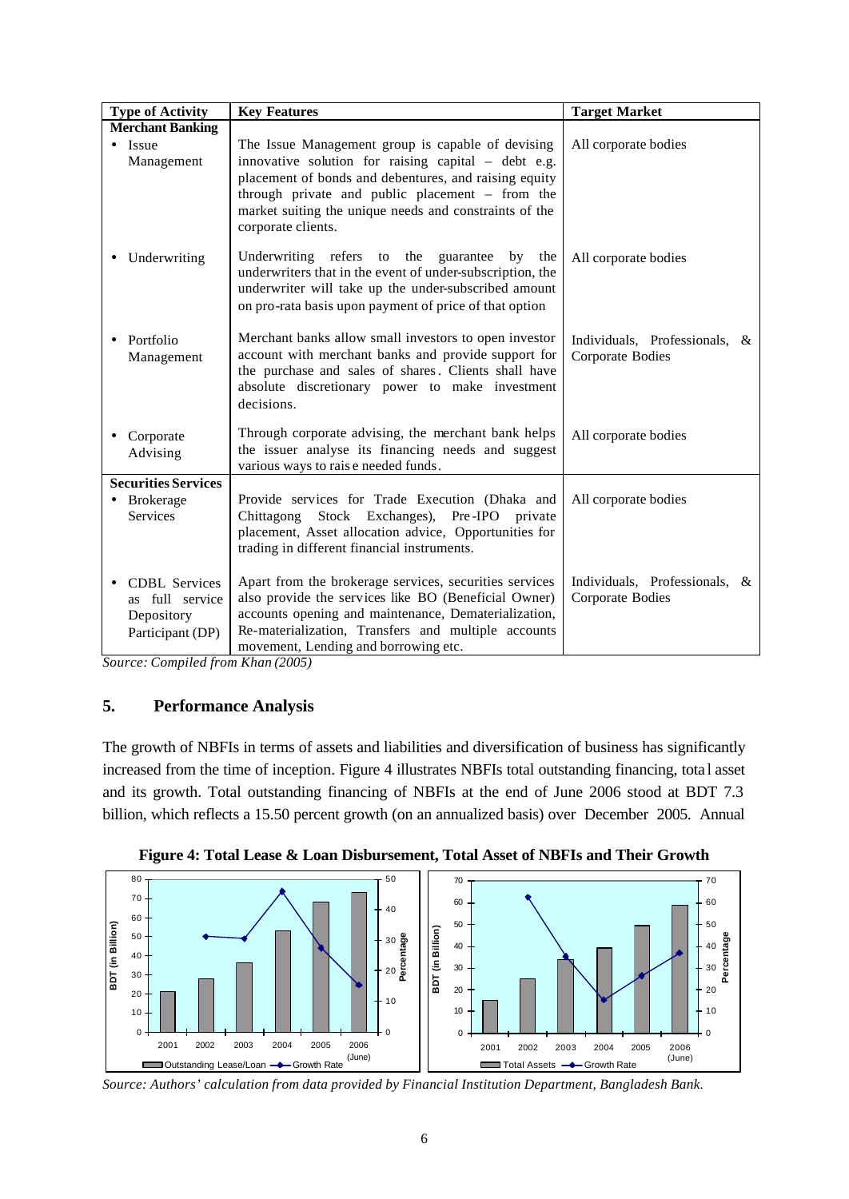| Type of Activity | Key Features | Target Market |
|---|---|---|
| **Merchant Banking** | | |
| • Issue Management | The Issue Management group is capable of devising innovative solution for raising capital – debt e.g. placement of bonds and debentures, and raising equity through private and public placement – from the market suiting the unique needs and constraints of the corporate clients. | All corporate bodies |
| • Underwriting | Underwriting refers to the guarantee by the underwriters that in the event of under-subscription, the underwriter will take up the under-subscribed amount on pro-rata basis upon payment of price of that option | All corporate bodies |
| • Portfolio Management | Merchant banks allow small investors to open investor account with merchant banks and provide support for the purchase and sales of shares. Clients shall have absolute discretionary power to make investment decisions. | Individuals, Professionals, & Corporate Bodies |
| • Corporate Advising | Through corporate advising, the merchant bank helps the issuer analyse its financing needs and suggest various ways to raise needed funds. | All corporate bodies |
| **Securities Services** | | |
| • Brokerage Services | Provide services for Trade Execution (Dhaka and Chittagong Stock Exchanges), Pre-IPO private placement, Asset allocation advice, Opportunities for trading in different financial instruments. | All corporate bodies |
| • CDBL Services as full service Depository Participant (DP) | Apart from the brokerage services, securities services also provide the services like BO (Beneficial Owner) accounts opening and maintenance, Dematerialization, Re-materialization, Transfers and multiple accounts movement, Lending and borrowing etc. | Individuals, Professionals, & Corporate Bodies |

*Source: Compiled from Khan (2005)*

## 5. Performance Analysis

The growth of NBFIs in terms of assets and liabilities and diversification of business has significantly increased from the time of inception. Figure 4 illustrates NBFIs total outstanding financing, total asset and its growth. Total outstanding financing of NBFIs at the end of June 2006 stood at BDT 7.3 billion, which reflects a 15.50 percent growth (on an annualized basis) over December 2005. Annual

**Figure 4: Total Lease & Loan Disbursement, Total Asset of NBFIs and Their Growth**

*Source: Authors' calculation from data provided by Financial Institution Department, Bangladesh Bank.*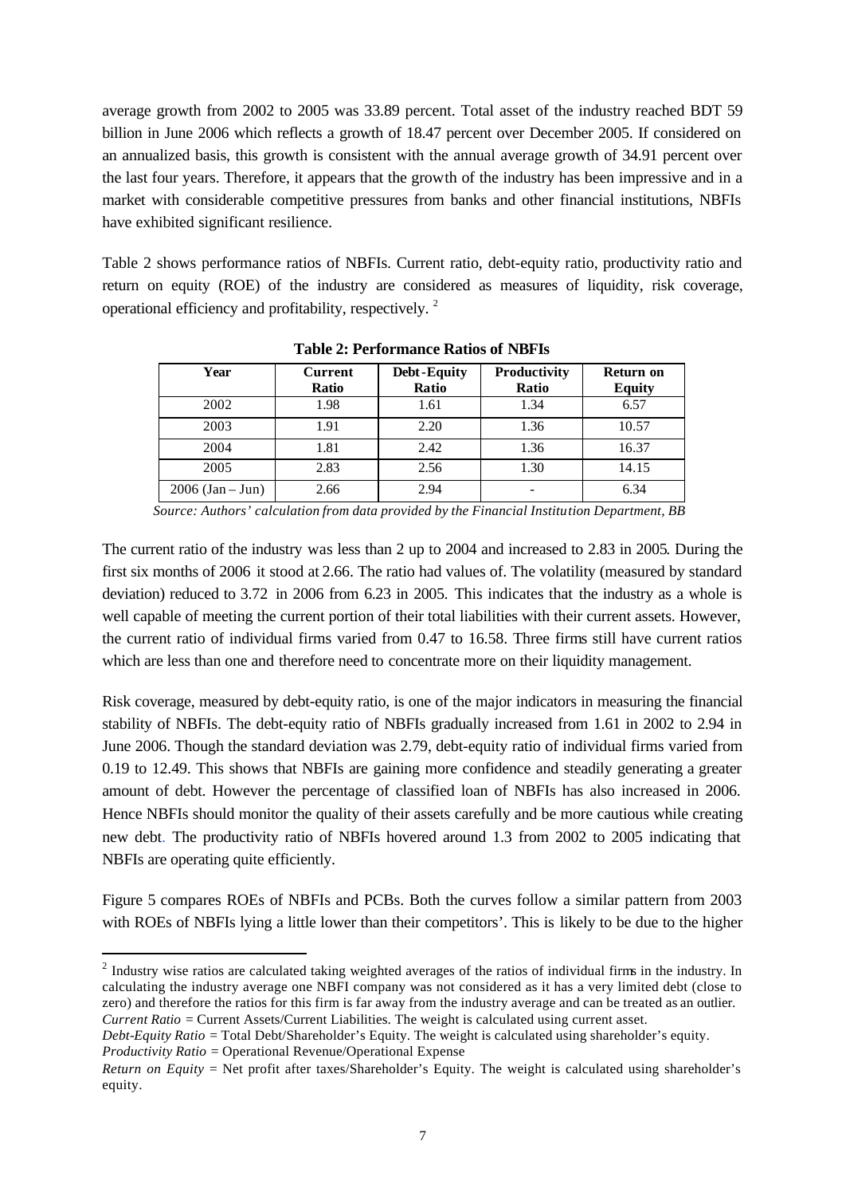average growth from 2002 to 2005 was 33.89 percent. Total asset of the industry reached BDT 59 billion in June 2006 which reflects a growth of 18.47 percent over December 2005. If considered on an annualized basis, this growth is consistent with the annual average growth of 34.91 percent over the last four years. Therefore, it appears that the growth of the industry has been impressive and in a market with considerable competitive pressures from banks and other financial institutions, NBFIs have exhibited significant resilience.

Table 2 shows performance ratios of NBFIs. Current ratio, debt-equity ratio, productivity ratio and return on equity (ROE) of the industry are considered as measures of liquidity, risk coverage, operational efficiency and profitability, respectively. [2]

**Table 2: Performance Ratios of NBFIs**

| Year | Current Ratio | Debt-Equity Ratio | Productivity Ratio | Return on Equity |
|---|---|---|---|---|
| 2002 | 1.98 | 1.61 | 1.34 | 6.57 |
| 2003 | 1.91 | 2.20 | 1.36 | 10.57 |
| 2004 | 1.81 | 2.42 | 1.36 | 16.37 |
| 2005 | 2.83 | 2.56 | 1.30 | 14.15 |
| 2006 (Jan – Jun) | 2.66 | 2.94 | - | 6.34 |

*Source: Authors' calculation from data provided by the Financial Institution Department, BB*

The current ratio of the industry was less than 2 up to 2004 and increased to 2.83 in 2005. During the first six months of 2006 it stood at 2.66. The ratio had values of. The volatility (measured by standard deviation) reduced to 3.72 in 2006 from 6.23 in 2005. This indicates that the industry as a whole is well capable of meeting the current portion of their total liabilities with their current assets. However, the current ratio of individual firms varied from 0.47 to 16.58. Three firms still have current ratios which are less than one and therefore need to concentrate more on their liquidity management.

Risk coverage, measured by debt-equity ratio, is one of the major indicators in measuring the financial stability of NBFIs. The debt-equity ratio of NBFIs gradually increased from 1.61 in 2002 to 2.94 in June 2006. Though the standard deviation was 2.79, debt-equity ratio of individual firms varied from 0.19 to 12.49. This shows that NBFIs are gaining more confidence and steadily generating a greater amount of debt. However the percentage of classified loan of NBFIs has also increased in 2006. Hence NBFIs should monitor the quality of their assets carefully and be more cautious while creating new debt. The productivity ratio of NBFIs hovered around 1.3 from 2002 to 2005 indicating that NBFIs are operating quite efficiently.

Figure 5 compares ROEs of NBFIs and PCBs. Both the curves follow a similar pattern from 2003 with ROEs of NBFIs lying a little lower than their competitors'. This is likely to be due to the higher

[2] Industry wise ratios are calculated taking weighted averages of the ratios of individual firms in the industry. In calculating the industry average one NBFI company was not considered as it has a very limited debt (close to zero) and therefore the ratios for this firm is far away from the industry average and can be treated as an outlier.
*Current Ratio* = Current Assets/Current Liabilities. The weight is calculated using current asset.
*Debt-Equity Ratio* = Total Debt/Shareholder's Equity. The weight is calculated using shareholder's equity.
*Productivity Ratio* = Operational Revenue/Operational Expense
*Return on Equity* = Net profit after taxes/Shareholder's Equity. The weight is calculated using shareholder's equity.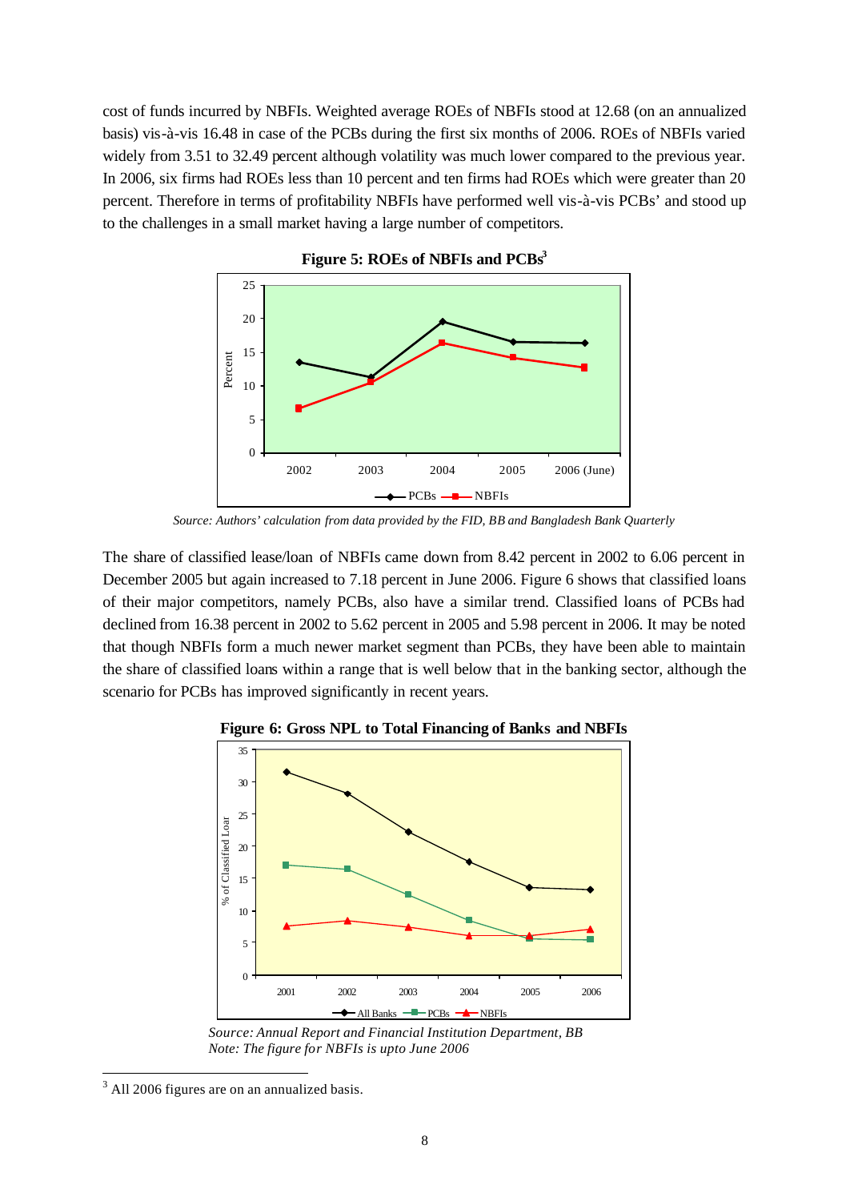cost of funds incurred by NBFIs. Weighted average ROEs of NBFIs stood at 12.68 (on an annualized basis) vis-à-vis 16.48 in case of the PCBs during the first six months of 2006. ROEs of NBFIs varied widely from 3.51 to 32.49 percent although volatility was much lower compared to the previous year. In 2006, six firms had ROEs less than 10 percent and ten firms had ROEs which were greater than 20 percent. Therefore in terms of profitability NBFIs have performed well vis-à-vis PCBs' and stood up to the challenges in a small market having a large number of competitors.

**Figure 5: ROEs of NBFIs and PCBs**[3]

*Source: Authors' calculation from data provided by the FID, BB and Bangladesh Bank Quarterly*

The share of classified lease/loan of NBFIs came down from 8.42 percent in 2002 to 6.06 percent in December 2005 but again increased to 7.18 percent in June 2006. Figure 6 shows that classified loans of their major competitors, namely PCBs, also have a similar trend. Classified loans of PCBs had declined from 16.38 percent in 2002 to 5.62 percent in 2005 and 5.98 percent in 2006. It may be noted that though NBFIs form a much newer market segment than PCBs, they have been able to maintain the share of classified loans within a range that is well below that in the banking sector, although the scenario for PCBs has improved significantly in recent years.

**Figure 6: Gross NPL to Total Financing of Banks and NBFIs**

*Source: Annual Report and Financial Institution Department, BB*
*Note: The figure for NBFIs is upto June 2006*

[3] All 2006 figures are on an annualized basis.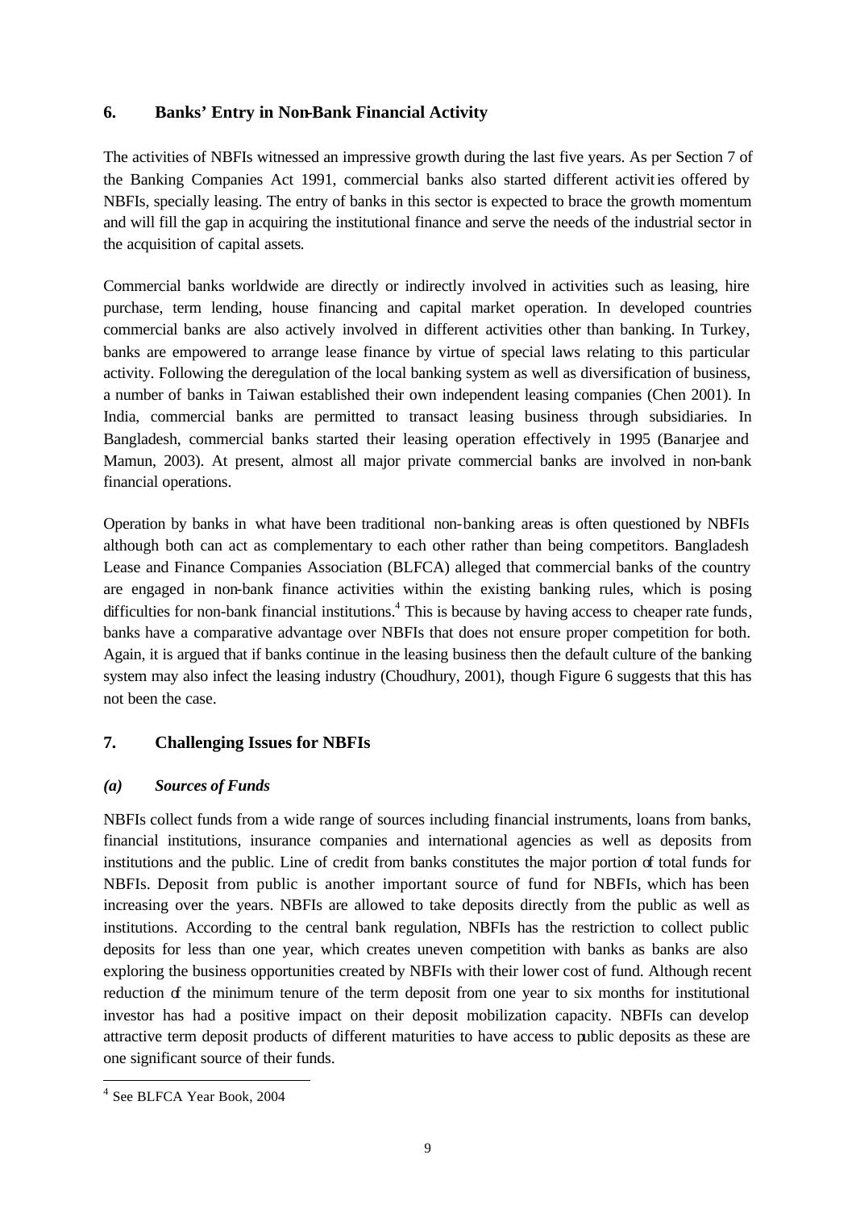## 6. Banks' Entry in Non-Bank Financial Activity

The activities of NBFIs witnessed an impressive growth during the last five years. As per Section 7 of the Banking Companies Act 1991, commercial banks also started different activities offered by NBFIs, specially leasing. The entry of banks in this sector is expected to brace the growth momentum and will fill the gap in acquiring the institutional finance and serve the needs of the industrial sector in the acquisition of capital assets.

Commercial banks worldwide are directly or indirectly involved in activities such as leasing, hire purchase, term lending, house financing and capital market operation. In developed countries commercial banks are also actively involved in different activities other than banking. In Turkey, banks are empowered to arrange lease finance by virtue of special laws relating to this particular activity. Following the deregulation of the local banking system as well as diversification of business, a number of banks in Taiwan established their own independent leasing companies (Chen 2001). In India, commercial banks are permitted to transact leasing business through subsidiaries. In Bangladesh, commercial banks started their leasing operation effectively in 1995 (Banarjee and Mamun, 2003). At present, almost all major private commercial banks are involved in non-bank financial operations.

Operation by banks in what have been traditional non-banking areas is often questioned by NBFIs although both can act as complementary to each other rather than being competitors. Bangladesh Lease and Finance Companies Association (BLFCA) alleged that commercial banks of the country are engaged in non-bank finance activities within the existing banking rules, which is posing difficulties for non-bank financial institutions.[4] This is because by having access to cheaper rate funds, banks have a comparative advantage over NBFIs that does not ensure proper competition for both. Again, it is argued that if banks continue in the leasing business then the default culture of the banking system may also infect the leasing industry (Choudhury, 2001), though Figure 6 suggests that this has not been the case.

## 7. Challenging Issues for NBFIs

### *(a) Sources of Funds*

NBFIs collect funds from a wide range of sources including financial instruments, loans from banks, financial institutions, insurance companies and international agencies as well as deposits from institutions and the public. Line of credit from banks constitutes the major portion of total funds for NBFIs. Deposit from public is another important source of fund for NBFIs, which has been increasing over the years. NBFIs are allowed to take deposits directly from the public as well as institutions. According to the central bank regulation, NBFIs has the restriction to collect public deposits for less than one year, which creates uneven competition with banks as banks are also exploring the business opportunities created by NBFIs with their lower cost of fund. Although recent reduction of the minimum tenure of the term deposit from one year to six months for institutional investor has had a positive impact on their deposit mobilization capacity. NBFIs can develop attractive term deposit products of different maturities to have access to public deposits as these are one significant source of their funds.

[4] See BLFCA Year Book, 2004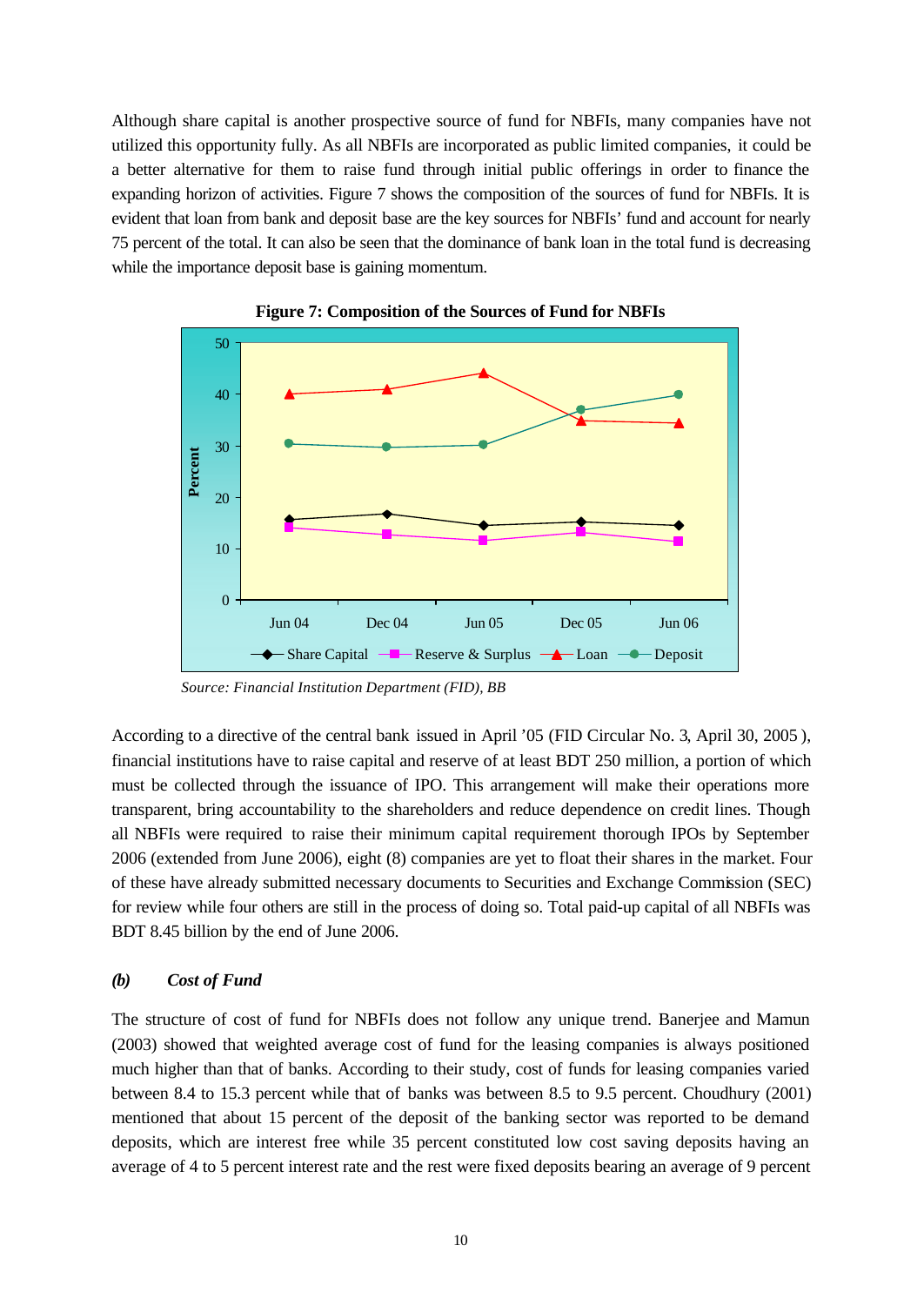Although share capital is another prospective source of fund for NBFIs, many companies have not utilized this opportunity fully. As all NBFIs are incorporated as public limited companies, it could be a better alternative for them to raise fund through initial public offerings in order to finance the expanding horizon of activities. Figure 7 shows the composition of the sources of fund for NBFIs. It is evident that loan from bank and deposit base are the key sources for NBFIs' fund and account for nearly 75 percent of the total. It can also be seen that the dominance of bank loan in the total fund is decreasing while the importance deposit base is gaining momentum.

**Figure 7: Composition of the Sources of Fund for NBFIs**

*Source: Financial Institution Department (FID), BB*

According to a directive of the central bank issued in April '05 (FID Circular No. 3, April 30, 2005 ), financial institutions have to raise capital and reserve of at least BDT 250 million, a portion of which must be collected through the issuance of IPO. This arrangement will make their operations more transparent, bring accountability to the shareholders and reduce dependence on credit lines. Though all NBFIs were required to raise their minimum capital requirement thorough IPOs by September 2006 (extended from June 2006), eight (8) companies are yet to float their shares in the market. Four of these have already submitted necessary documents to Securities and Exchange Commission (SEC) for review while four others are still in the process of doing so. Total paid-up capital of all NBFIs was BDT 8.45 billion by the end of June 2006.

### *(b) Cost of Fund*

The structure of cost of fund for NBFIs does not follow any unique trend. Banerjee and Mamun (2003) showed that weighted average cost of fund for the leasing companies is always positioned much higher than that of banks. According to their study, cost of funds for leasing companies varied between 8.4 to 15.3 percent while that of banks was between 8.5 to 9.5 percent. Choudhury (2001) mentioned that about 15 percent of the deposit of the banking sector was reported to be demand deposits, which are interest free while 35 percent constituted low cost saving deposits having an average of 4 to 5 percent interest rate and the rest were fixed deposits bearing an average of 9 percent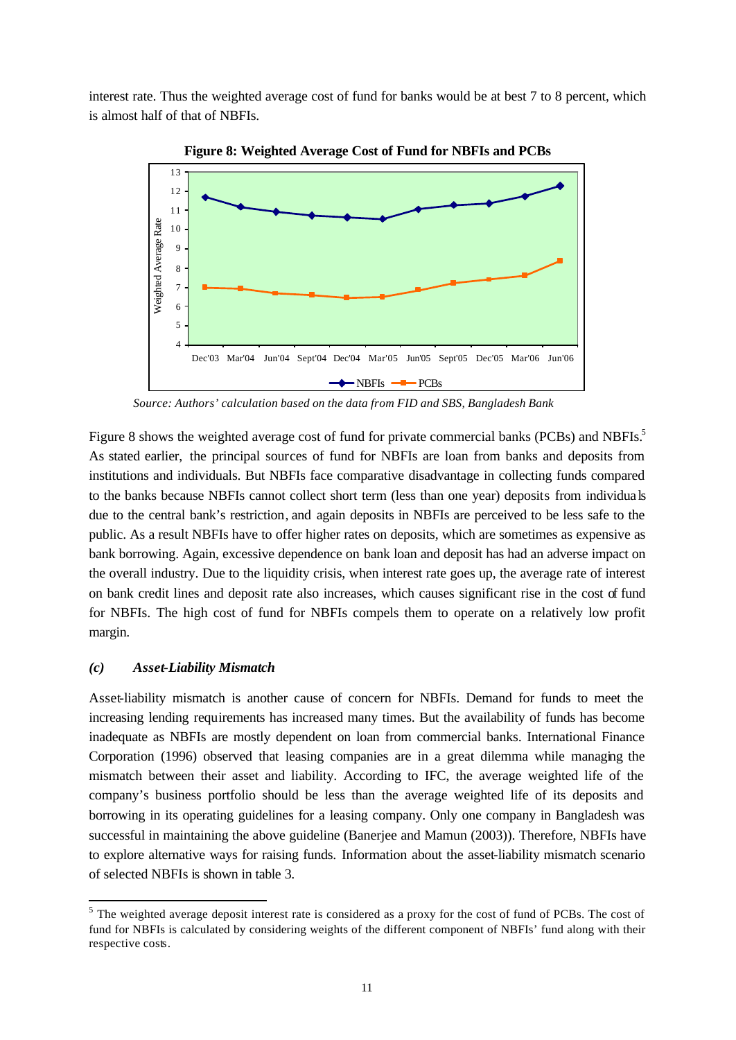interest rate. Thus the weighted average cost of fund for banks would be at best 7 to 8 percent, which is almost half of that of NBFIs.

**Figure 8: Weighted Average Cost of Fund for NBFIs and PCBs**

*Source: Authors' calculation based on the data from FID and SBS, Bangladesh Bank*

Figure 8 shows the weighted average cost of fund for private commercial banks (PCBs) and NBFIs.[5] As stated earlier, the principal sources of fund for NBFIs are loan from banks and deposits from institutions and individuals. But NBFIs face comparative disadvantage in collecting funds compared to the banks because NBFIs cannot collect short term (less than one year) deposits from individuals due to the central bank's restriction, and again deposits in NBFIs are perceived to be less safe to the public. As a result NBFIs have to offer higher rates on deposits, which are sometimes as expensive as bank borrowing. Again, excessive dependence on bank loan and deposit has had an adverse impact on the overall industry. Due to the liquidity crisis, when interest rate goes up, the average rate of interest on bank credit lines and deposit rate also increases, which causes significant rise in the cost of fund for NBFIs. The high cost of fund for NBFIs compels them to operate on a relatively low profit margin.

### *(c) Asset-Liability Mismatch*

Asset-liability mismatch is another cause of concern for NBFIs. Demand for funds to meet the increasing lending requirements has increased many times. But the availability of funds has become inadequate as NBFIs are mostly dependent on loan from commercial banks. International Finance Corporation (1996) observed that leasing companies are in a great dilemma while managing the mismatch between their asset and liability. According to IFC, the average weighted life of the company's business portfolio should be less than the average weighted life of its deposits and borrowing in its operating guidelines for a leasing company. Only one company in Bangladesh was successful in maintaining the above guideline (Banerjee and Mamun (2003)). Therefore, NBFIs have to explore alternative ways for raising funds. Information about the asset-liability mismatch scenario of selected NBFIs is shown in table 3.

[5] The weighted average deposit interest rate is considered as a proxy for the cost of fund of PCBs. The cost of fund for NBFIs is calculated by considering weights of the different component of NBFIs' fund along with their respective costs.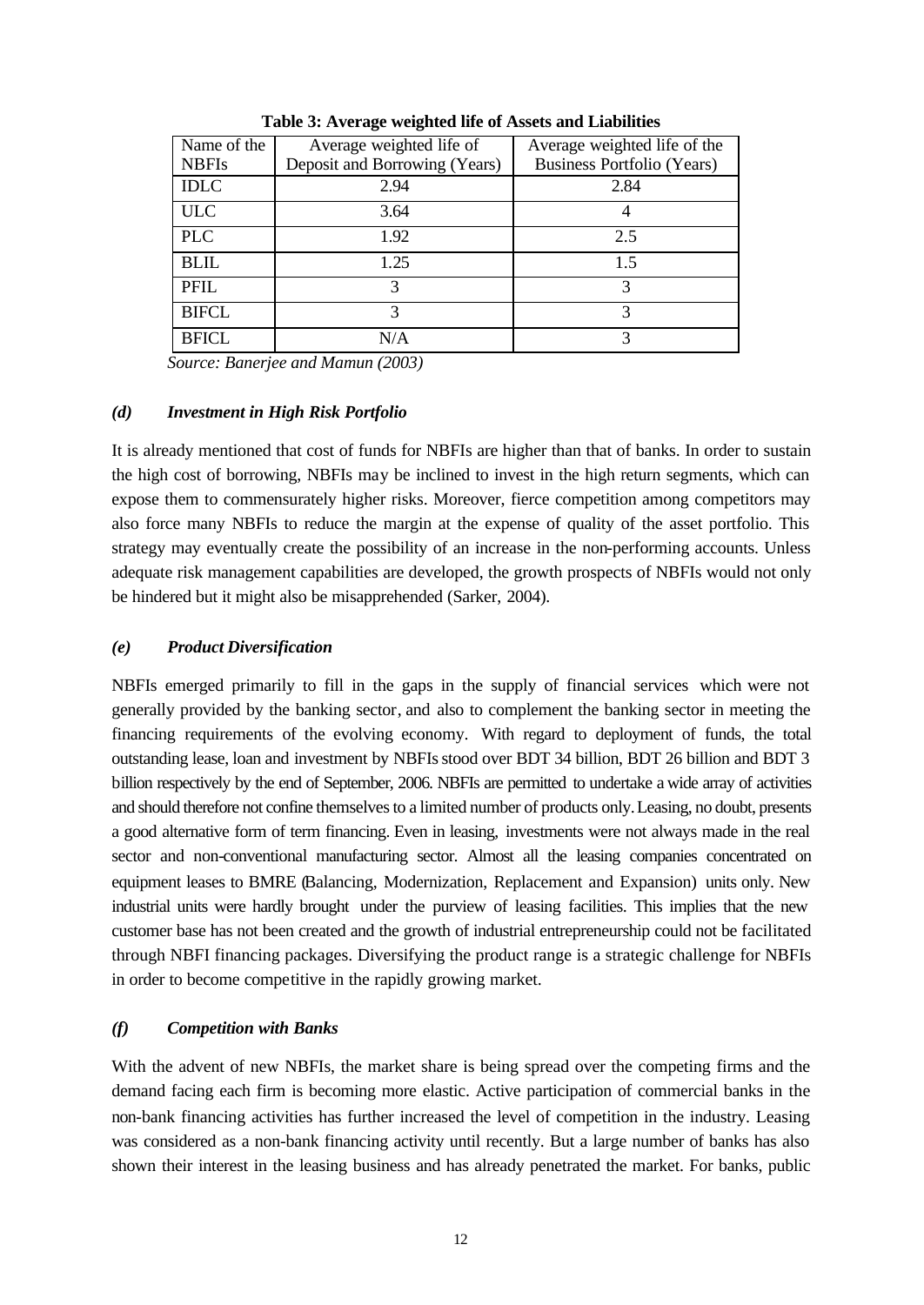**Table 3: Average weighted life of Assets and Liabilities**

| Name of the NBFIs | Average weighted life of Deposit and Borrowing (Years) | Average weighted life of the Business Portfolio (Years) |
|---|---|---|
| IDLC | 2.94 | 2.84 |
| ULC | 3.64 | 4 |
| PLC | 1.92 | 2.5 |
| BLIL | 1.25 | 1.5 |
| PFIL | 3 | 3 |
| BIFCL | 3 | 3 |
| BFICL | N/A | 3 |

*Source: Banerjee and Mamun (2003)*

### *(d) Investment in High Risk Portfolio*

It is already mentioned that cost of funds for NBFIs are higher than that of banks. In order to sustain the high cost of borrowing, NBFIs may be inclined to invest in the high return segments, which can expose them to commensurately higher risks. Moreover, fierce competition among competitors may also force many NBFIs to reduce the margin at the expense of quality of the asset portfolio. This strategy may eventually create the possibility of an increase in the non-performing accounts. Unless adequate risk management capabilities are developed, the growth prospects of NBFIs would not only be hindered but it might also be misapprehended (Sarker, 2004).

### *(e) Product Diversification*

NBFIs emerged primarily to fill in the gaps in the supply of financial services which were not generally provided by the banking sector, and also to complement the banking sector in meeting the financing requirements of the evolving economy. With regard to deployment of funds, the total outstanding lease, loan and investment by NBFIs stood over BDT 34 billion, BDT 26 billion and BDT 3 billion respectively by the end of September, 2006. NBFIs are permitted to undertake a wide array of activities and should therefore not confine themselves to a limited number of products only. Leasing, no doubt, presents a good alternative form of term financing. Even in leasing, investments were not always made in the real sector and non-conventional manufacturing sector. Almost all the leasing companies concentrated on equipment leases to BMRE (Balancing, Modernization, Replacement and Expansion) units only. New industrial units were hardly brought under the purview of leasing facilities. This implies that the new customer base has not been created and the growth of industrial entrepreneurship could not be facilitated through NBFI financing packages. Diversifying the product range is a strategic challenge for NBFIs in order to become competitive in the rapidly growing market.

### *(f) Competition with Banks*

With the advent of new NBFIs, the market share is being spread over the competing firms and the demand facing each firm is becoming more elastic. Active participation of commercial banks in the non-bank financing activities has further increased the level of competition in the industry. Leasing was considered as a non-bank financing activity until recently. But a large number of banks has also shown their interest in the leasing business and has already penetrated the market. For banks, public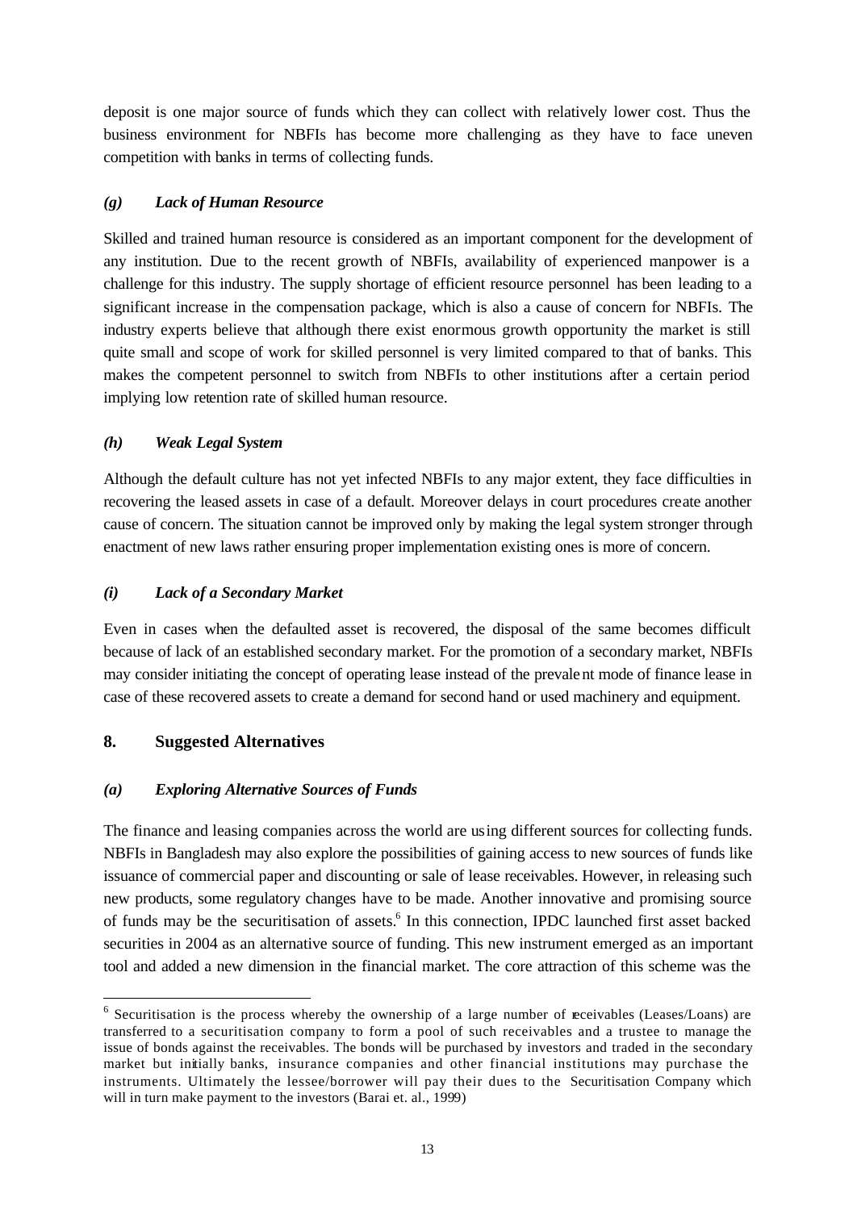deposit is one major source of funds which they can collect with relatively lower cost. Thus the business environment for NBFIs has become more challenging as they have to face uneven competition with banks in terms of collecting funds.

### *(g) Lack of Human Resource*

Skilled and trained human resource is considered as an important component for the development of any institution. Due to the recent growth of NBFIs, availability of experienced manpower is a challenge for this industry. The supply shortage of efficient resource personnel has been leading to a significant increase in the compensation package, which is also a cause of concern for NBFIs. The industry experts believe that although there exist enormous growth opportunity the market is still quite small and scope of work for skilled personnel is very limited compared to that of banks. This makes the competent personnel to switch from NBFIs to other institutions after a certain period implying low retention rate of skilled human resource.

### *(h) Weak Legal System*

Although the default culture has not yet infected NBFIs to any major extent, they face difficulties in recovering the leased assets in case of a default. Moreover delays in court procedures create another cause of concern. The situation cannot be improved only by making the legal system stronger through enactment of new laws rather ensuring proper implementation existing ones is more of concern.

### *(i) Lack of a Secondary Market*

Even in cases when the defaulted asset is recovered, the disposal of the same becomes difficult because of lack of an established secondary market. For the promotion of a secondary market, NBFIs may consider initiating the concept of operating lease instead of the prevalent mode of finance lease in case of these recovered assets to create a demand for second hand or used machinery and equipment.

## 8. Suggested Alternatives

### *(a) Exploring Alternative Sources of Funds*

The finance and leasing companies across the world are using different sources for collecting funds. NBFIs in Bangladesh may also explore the possibilities of gaining access to new sources of funds like issuance of commercial paper and discounting or sale of lease receivables. However, in releasing such new products, some regulatory changes have to be made. Another innovative and promising source of funds may be the securitisation of assets.[6] In this connection, IPDC launched first asset backed securities in 2004 as an alternative source of funding. This new instrument emerged as an important tool and added a new dimension in the financial market. The core attraction of this scheme was the

---

[6] Securitisation is the process whereby the ownership of a large number of receivables (Leases/Loans) are transferred to a securitisation company to form a pool of such receivables and a trustee to manage the issue of bonds against the receivables. The bonds will be purchased by investors and traded in the secondary market but initially banks, insurance companies and other financial institutions may purchase the instruments. Ultimately the lessee/borrower will pay their dues to the Securitisation Company which will in turn make payment to the investors (Barai et. al., 1999)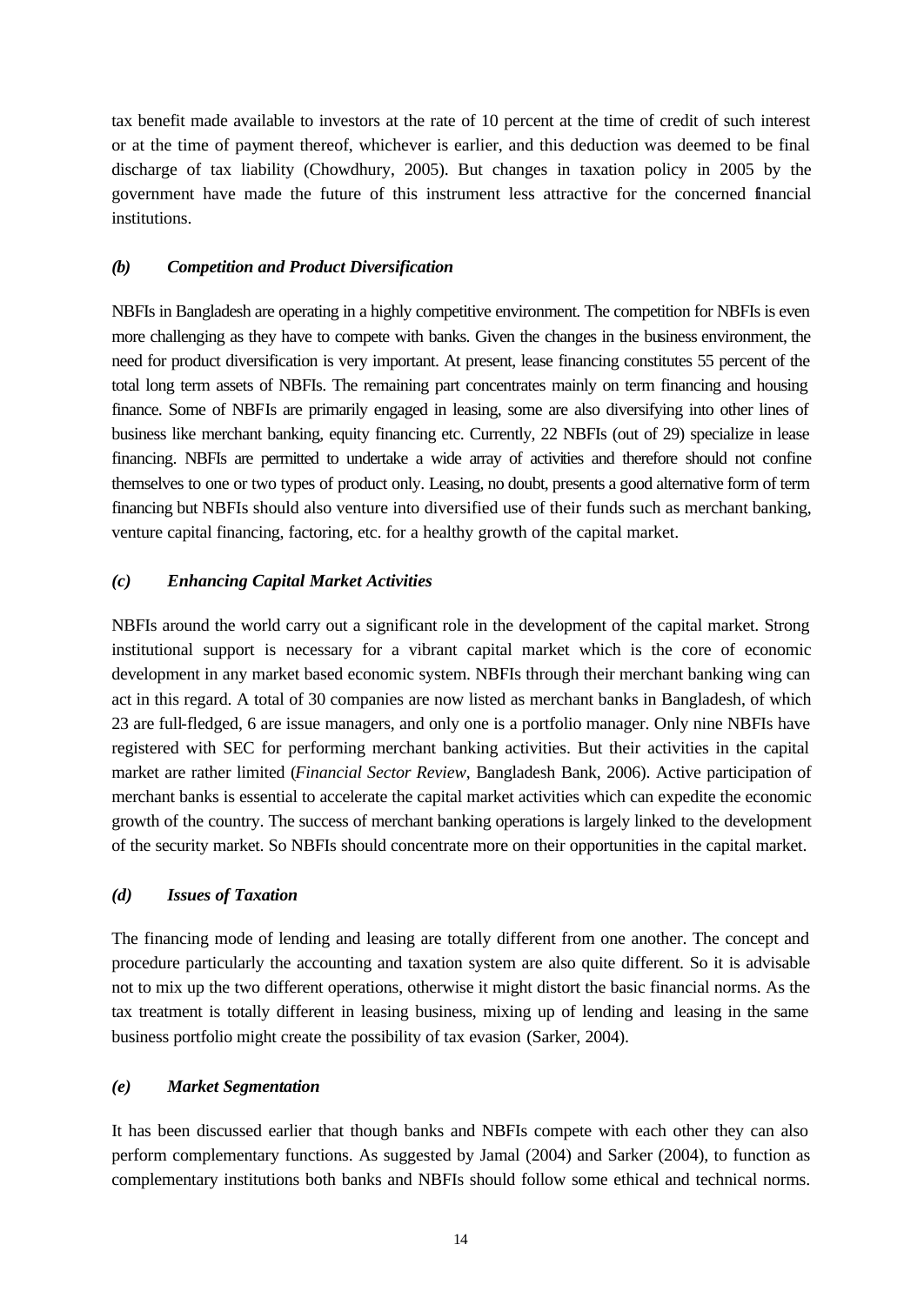tax benefit made available to investors at the rate of 10 percent at the time of credit of such interest or at the time of payment thereof, whichever is earlier, and this deduction was deemed to be final discharge of tax liability (Chowdhury, 2005). But changes in taxation policy in 2005 by the government have made the future of this instrument less attractive for the concerned financial institutions.

### *(b) Competition and Product Diversification*

NBFIs in Bangladesh are operating in a highly competitive environment. The competition for NBFIs is even more challenging as they have to compete with banks. Given the changes in the business environment, the need for product diversification is very important. At present, lease financing constitutes 55 percent of the total long term assets of NBFIs. The remaining part concentrates mainly on term financing and housing finance. Some of NBFIs are primarily engaged in leasing, some are also diversifying into other lines of business like merchant banking, equity financing etc. Currently, 22 NBFIs (out of 29) specialize in lease financing. NBFIs are permitted to undertake a wide array of activities and therefore should not confine themselves to one or two types of product only. Leasing, no doubt, presents a good alternative form of term financing but NBFIs should also venture into diversified use of their funds such as merchant banking, venture capital financing, factoring, etc. for a healthy growth of the capital market.

### *(c) Enhancing Capital Market Activities*

NBFIs around the world carry out a significant role in the development of the capital market. Strong institutional support is necessary for a vibrant capital market which is the core of economic development in any market based economic system. NBFIs through their merchant banking wing can act in this regard. A total of 30 companies are now listed as merchant banks in Bangladesh, of which 23 are full-fledged, 6 are issue managers, and only one is a portfolio manager. Only nine NBFIs have registered with SEC for performing merchant banking activities. But their activities in the capital market are rather limited (*Financial Sector Review*, Bangladesh Bank, 2006). Active participation of merchant banks is essential to accelerate the capital market activities which can expedite the economic growth of the country. The success of merchant banking operations is largely linked to the development of the security market. So NBFIs should concentrate more on their opportunities in the capital market.

### *(d) Issues of Taxation*

The financing mode of lending and leasing are totally different from one another. The concept and procedure particularly the accounting and taxation system are also quite different. So it is advisable not to mix up the two different operations, otherwise it might distort the basic financial norms. As the tax treatment is totally different in leasing business, mixing up of lending and leasing in the same business portfolio might create the possibility of tax evasion (Sarker, 2004).

### *(e) Market Segmentation*

It has been discussed earlier that though banks and NBFIs compete with each other they can also perform complementary functions. As suggested by Jamal (2004) and Sarker (2004), to function as complementary institutions both banks and NBFIs should follow some ethical and technical norms.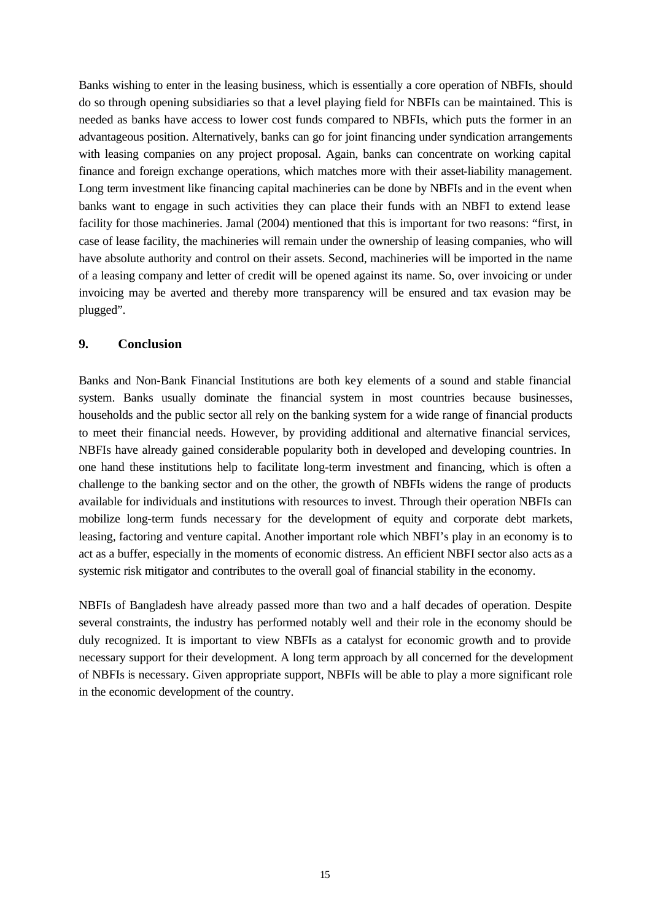Banks wishing to enter in the leasing business, which is essentially a core operation of NBFIs, should do so through opening subsidiaries so that a level playing field for NBFIs can be maintained. This is needed as banks have access to lower cost funds compared to NBFIs, which puts the former in an advantageous position. Alternatively, banks can go for joint financing under syndication arrangements with leasing companies on any project proposal. Again, banks can concentrate on working capital finance and foreign exchange operations, which matches more with their asset-liability management. Long term investment like financing capital machineries can be done by NBFIs and in the event when banks want to engage in such activities they can place their funds with an NBFI to extend lease facility for those machineries. Jamal (2004) mentioned that this is important for two reasons: "first, in case of lease facility, the machineries will remain under the ownership of leasing companies, who will have absolute authority and control on their assets. Second, machineries will be imported in the name of a leasing company and letter of credit will be opened against its name. So, over invoicing or under invoicing may be averted and thereby more transparency will be ensured and tax evasion may be plugged".

## 9. Conclusion

Banks and Non-Bank Financial Institutions are both key elements of a sound and stable financial system. Banks usually dominate the financial system in most countries because businesses, households and the public sector all rely on the banking system for a wide range of financial products to meet their financial needs. However, by providing additional and alternative financial services, NBFIs have already gained considerable popularity both in developed and developing countries. In one hand these institutions help to facilitate long-term investment and financing, which is often a challenge to the banking sector and on the other, the growth of NBFIs widens the range of products available for individuals and institutions with resources to invest. Through their operation NBFIs can mobilize long-term funds necessary for the development of equity and corporate debt markets, leasing, factoring and venture capital. Another important role which NBFI's play in an economy is to act as a buffer, especially in the moments of economic distress. An efficient NBFI sector also acts as a systemic risk mitigator and contributes to the overall goal of financial stability in the economy.

NBFIs of Bangladesh have already passed more than two and a half decades of operation. Despite several constraints, the industry has performed notably well and their role in the economy should be duly recognized. It is important to view NBFIs as a catalyst for economic growth and to provide necessary support for their development. A long term approach by all concerned for the development of NBFIs is necessary. Given appropriate support, NBFIs will be able to play a more significant role in the economic development of the country.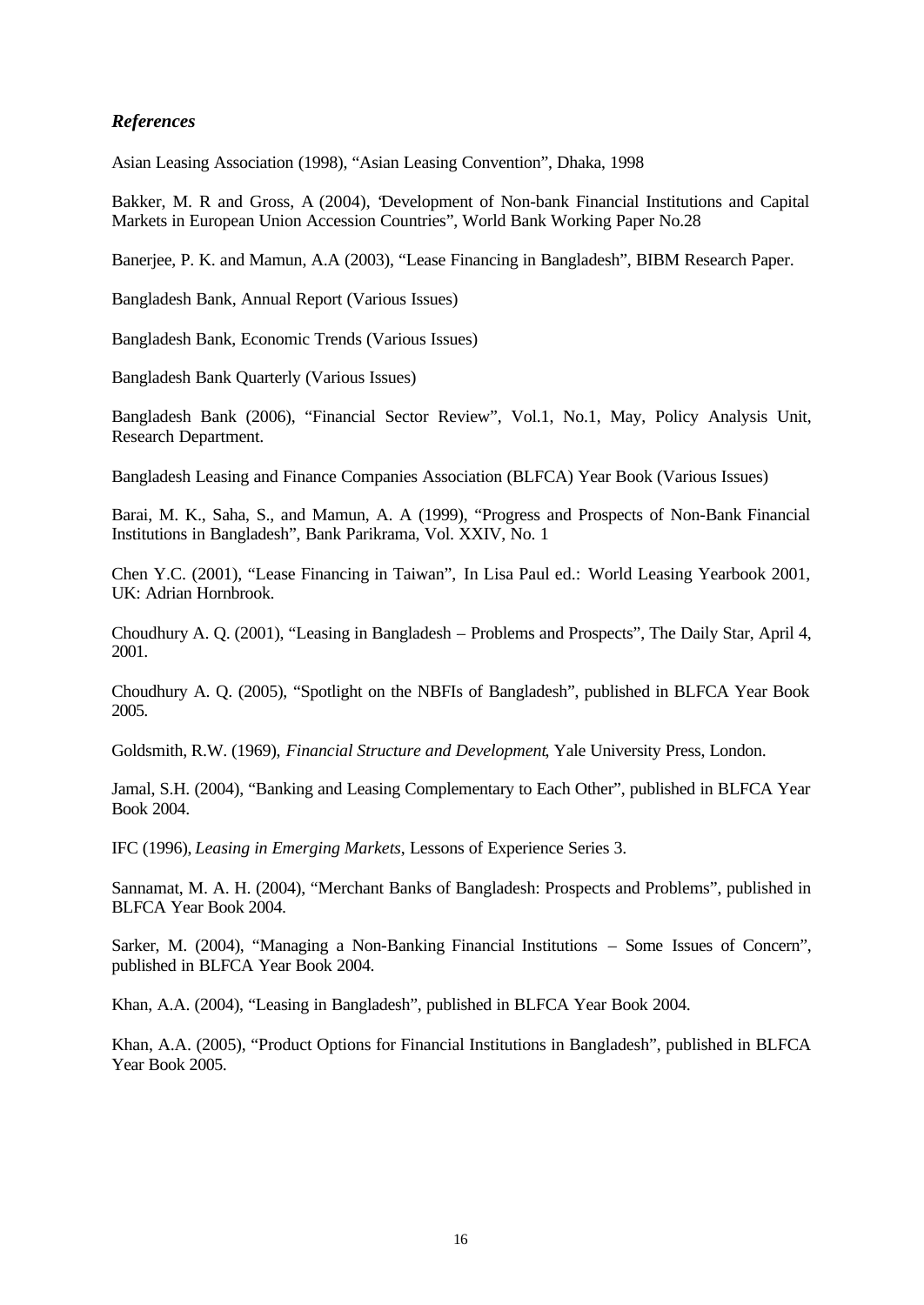### *References*

Asian Leasing Association (1998), "Asian Leasing Convention", Dhaka, 1998

Bakker, M. R and Gross, A (2004), "Development of Non-bank Financial Institutions and Capital Markets in European Union Accession Countries", World Bank Working Paper No.28

Banerjee, P. K. and Mamun, A.A (2003), "Lease Financing in Bangladesh", BIBM Research Paper.

Bangladesh Bank, Annual Report (Various Issues)

Bangladesh Bank, Economic Trends (Various Issues)

Bangladesh Bank Quarterly (Various Issues)

Bangladesh Bank (2006), "Financial Sector Review", Vol.1, No.1, May, Policy Analysis Unit, Research Department.

Bangladesh Leasing and Finance Companies Association (BLFCA) Year Book (Various Issues)

Barai, M. K., Saha, S., and Mamun, A. A (1999), "Progress and Prospects of Non-Bank Financial Institutions in Bangladesh", Bank Parikrama, Vol. XXIV, No. 1

Chen Y.C. (2001), "Lease Financing in Taiwan", In Lisa Paul ed.: World Leasing Yearbook 2001, UK: Adrian Hornbrook.

Choudhury A. Q. (2001), "Leasing in Bangladesh – Problems and Prospects", The Daily Star, April 4, 2001.

Choudhury A. Q. (2005), "Spotlight on the NBFIs of Bangladesh", published in BLFCA Year Book 2005.

Goldsmith, R.W. (1969), *Financial Structure and Development*, Yale University Press, London.

Jamal, S.H. (2004), "Banking and Leasing Complementary to Each Other", published in BLFCA Year Book 2004.

IFC (1996), *Leasing in Emerging Markets*, Lessons of Experience Series 3.

Sannamat, M. A. H. (2004), "Merchant Banks of Bangladesh: Prospects and Problems", published in BLFCA Year Book 2004.

Sarker, M. (2004), "Managing a Non-Banking Financial Institutions – Some Issues of Concern", published in BLFCA Year Book 2004.

Khan, A.A. (2004), "Leasing in Bangladesh", published in BLFCA Year Book 2004.

Khan, A.A. (2005), "Product Options for Financial Institutions in Bangladesh", published in BLFCA Year Book 2005.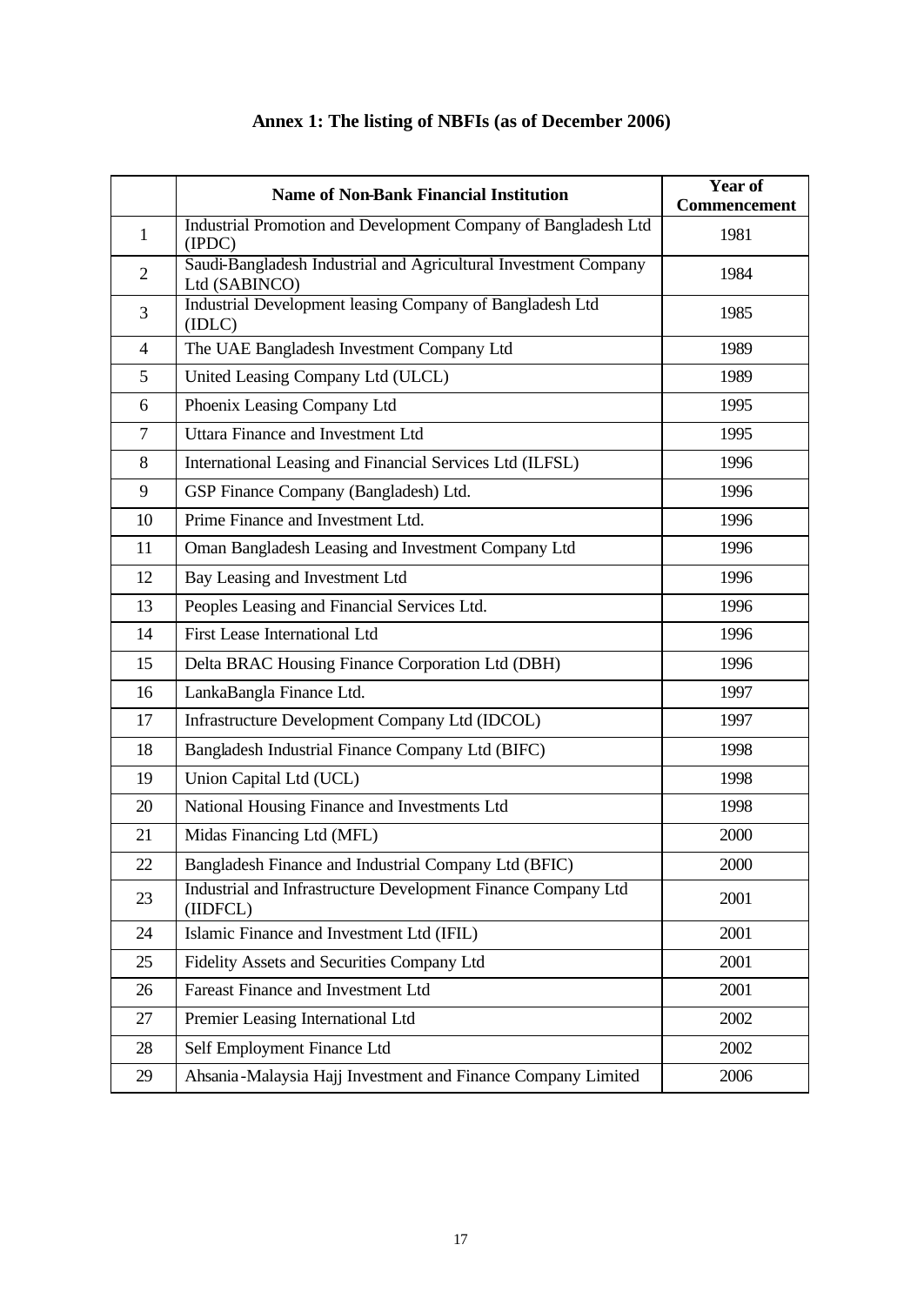# Annex 1: The listing of NBFIs (as of December 2006)

| | Name of Non-Bank Financial Institution | Year of Commencement |
|---|---|---|
| 1 | Industrial Promotion and Development Company of Bangladesh Ltd (IPDC) | 1981 |
| 2 | Saudi-Bangladesh Industrial and Agricultural Investment Company Ltd (SABINCO) | 1984 |
| 3 | Industrial Development leasing Company of Bangladesh Ltd (IDLC) | 1985 |
| 4 | The UAE Bangladesh Investment Company Ltd | 1989 |
| 5 | United Leasing Company Ltd (ULCL) | 1989 |
| 6 | Phoenix Leasing Company Ltd | 1995 |
| 7 | Uttara Finance and Investment Ltd | 1995 |
| 8 | International Leasing and Financial Services Ltd (ILFSL) | 1996 |
| 9 | GSP Finance Company (Bangladesh) Ltd. | 1996 |
| 10 | Prime Finance and Investment Ltd. | 1996 |
| 11 | Oman Bangladesh Leasing and Investment Company Ltd | 1996 |
| 12 | Bay Leasing and Investment Ltd | 1996 |
| 13 | Peoples Leasing and Financial Services Ltd. | 1996 |
| 14 | First Lease International Ltd | 1996 |
| 15 | Delta BRAC Housing Finance Corporation Ltd (DBH) | 1996 |
| 16 | LankaBangla Finance Ltd. | 1997 |
| 17 | Infrastructure Development Company Ltd (IDCOL) | 1997 |
| 18 | Bangladesh Industrial Finance Company Ltd (BIFC) | 1998 |
| 19 | Union Capital Ltd (UCL) | 1998 |
| 20 | National Housing Finance and Investments Ltd | 1998 |
| 21 | Midas Financing Ltd (MFL) | 2000 |
| 22 | Bangladesh Finance and Industrial Company Ltd (BFIC) | 2000 |
| 23 | Industrial and Infrastructure Development Finance Company Ltd (IIDFCL) | 2001 |
| 24 | Islamic Finance and Investment Ltd (IFIL) | 2001 |
| 25 | Fidelity Assets and Securities Company Ltd | 2001 |
| 26 | Fareast Finance and Investment Ltd | 2001 |
| 27 | Premier Leasing International Ltd | 2002 |
| 28 | Self Employment Finance Ltd | 2002 |
| 29 | Ahsania-Malaysia Hajj Investment and Finance Company Limited | 2006 |